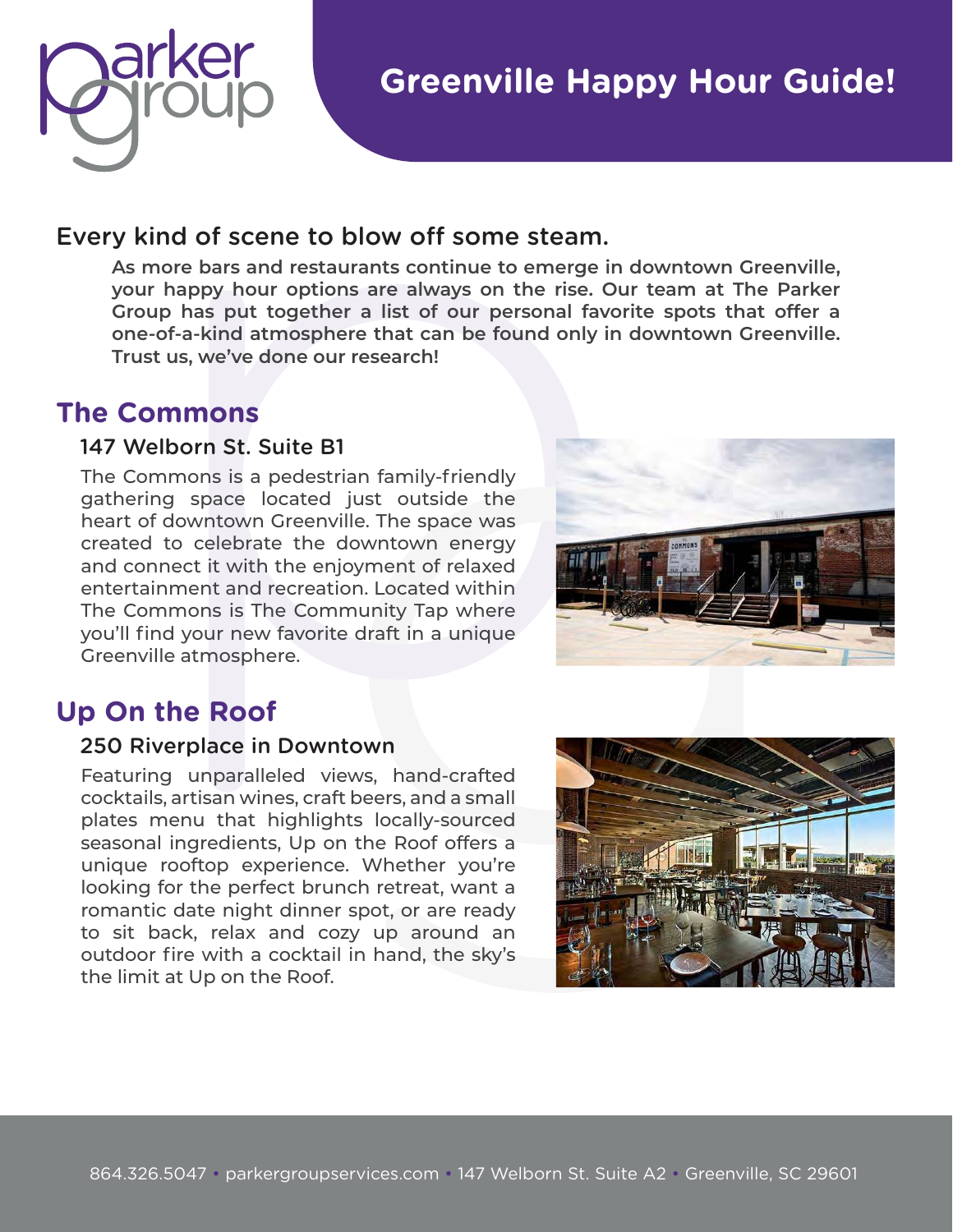# Greenville Happy Hour Guide!

## Every kind of scene to blow off some steam.

**As more bars and restaurants continue to emerge in downtown Greenville, your happy hour options are always on the rise. Our team at The Parker Group has put together a list of our personal favorite spots that offer a one-of-a-kind atmosphere that can be found only in downtown Greenville. Trust us, we've done our research!**

## The Commons

### 147 Welborn St. Suite B1

The Commons is a pedestrian family-friendly gathering space located just outside the heart of downtown Greenville. The space was created to celebrate the downtown energy and connect it with the enjoyment of relaxed entertainment and recreation. Located within The Commons is The Community Tap where you'll find your new favorite draft in a unique Greenville atmosphere.

## Up On the Roof

### 250 Riverplace in Downtown

Featuring unparalleled views, hand-crafted cocktails, artisan wines, craft beers, and a small plates menu that highlights locally-sourced seasonal ingredients, Up on the Roof offers a unique rooftop experience. Whether you're looking for the perfect brunch retreat, want a romantic date night dinner spot, or are ready to sit back, relax and cozy up around an outdoor fire with a cocktail in hand, the sky's the limit at Up on the Roof.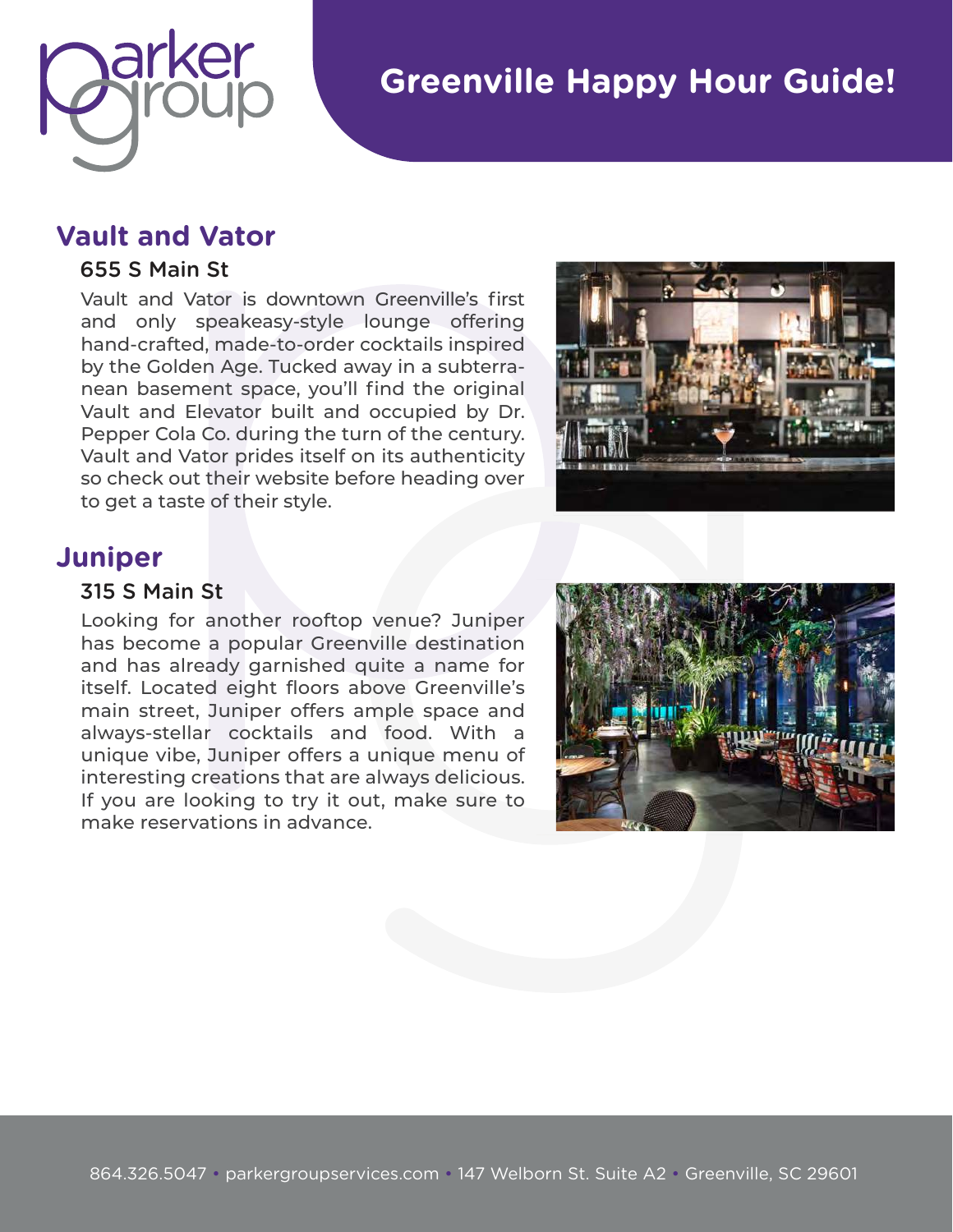# Greenville Happy Hour Guide!

## Vault and Vator

### 655 S Main St

Vault and Vator is downtown Greenville's first and only speakeasy-style lounge offering hand-crafted, made-to-order cocktails inspired by the Golden Age. Tucked away in a subterranean basement space, you'll find the original Vault and Elevator built and occupied by Dr. Pepper Cola Co. during the turn of the century. Vault and Vator prides itself on its authenticity so check out their website before heading over to get a taste of their style.

## Juniper

### 315 S Main St

Looking for another rooftop venue? Juniper has become a popular Greenville destination and has already garnished quite a name for itself. Located eight floors above Greenville's main street, Juniper offers ample space and always-stellar cocktails and food. With a unique vibe, Juniper offers a unique menu of interesting creations that are always delicious. If you are looking to try it out, make sure to make reservations in advance.

864.326.5047 • parkergroupservices.com • 147 Welborn St. Suite A2 • Greenville, SC 29601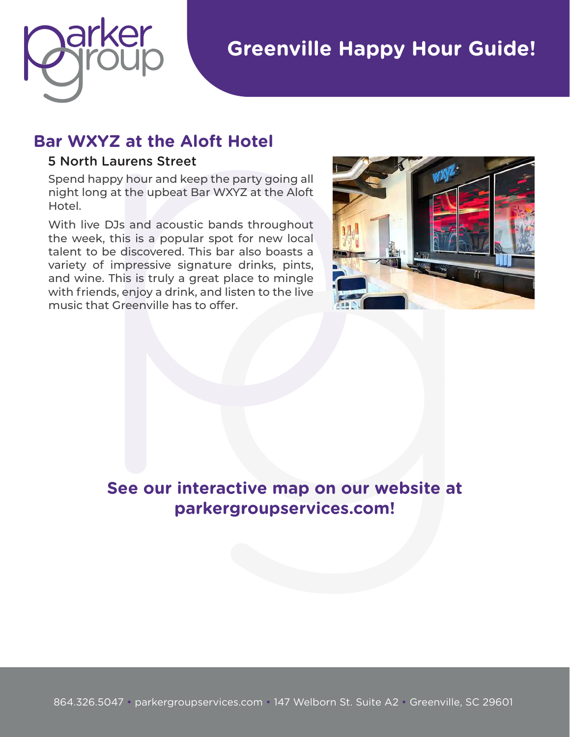# Greenville Happy Hour Guide!

## Bar WXYZ at the Aloft Hotel

5 North Laurens Street

Spend happy hour and keep the party going all night long at the upbeat Bar WXYZ at the Aloft Hotel.

With live DJs and acoustic bands throughout the week, this is a popular spot for new local talent to be discovered. This bar also boasts a variety of impressive signature drinks, pints, and wine. This is truly a great place to mingle with friends, enjoy a drink, and listen to the live music that Greenville has to offer.

**See our interactive map on our website at parkergroupservices.com!**

864.326.5047 • parkergroupservices.com • 147 Welborn St. Suite A2 • Greenville, SC 29601